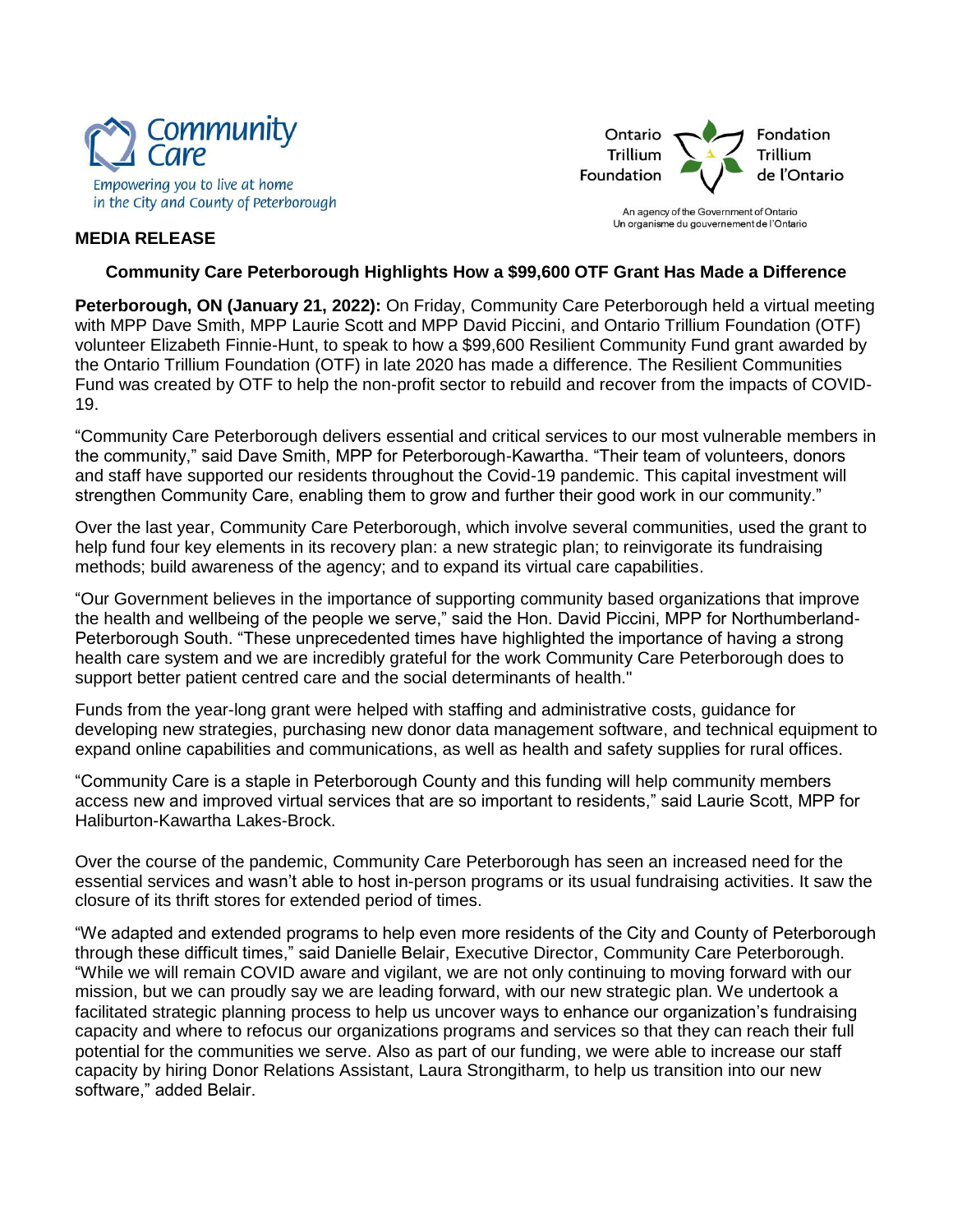Community Care

Empowering you to live at home in the City and County of Peterborough

Ontario Trillium Foundation | Fondation Trillium de l'Ontario

An agency of the Government of Ontario
Un organisme du gouvernement de l'Ontario

**MEDIA RELEASE**

**Community Care Peterborough Highlights How a $99,600 OTF Grant Has Made a Difference**

**Peterborough, ON (January 21, 2022):** On Friday, Community Care Peterborough held a virtual meeting with MPP Dave Smith, MPP Laurie Scott and MPP David Piccini, and Ontario Trillium Foundation (OTF) volunteer Elizabeth Finnie-Hunt, to speak to how a $99,600 Resilient Community Fund grant awarded by the Ontario Trillium Foundation (OTF) in late 2020 has made a difference. The Resilient Communities Fund was created by OTF to help the non-profit sector to rebuild and recover from the impacts of COVID-19.

"Community Care Peterborough delivers essential and critical services to our most vulnerable members in the community," said Dave Smith, MPP for Peterborough-Kawartha. "Their team of volunteers, donors and staff have supported our residents throughout the Covid-19 pandemic. This capital investment will strengthen Community Care, enabling them to grow and further their good work in our community."

Over the last year, Community Care Peterborough, which involve several communities, used the grant to help fund four key elements in its recovery plan: a new strategic plan; to reinvigorate its fundraising methods; build awareness of the agency; and to expand its virtual care capabilities.

"Our Government believes in the importance of supporting community based organizations that improve the health and wellbeing of the people we serve," said the Hon. David Piccini, MPP for Northumberland-Peterborough South. "These unprecedented times have highlighted the importance of having a strong health care system and we are incredibly grateful for the work Community Care Peterborough does to support better patient centred care and the social determinants of health."

Funds from the year-long grant were helped with staffing and administrative costs, guidance for developing new strategies, purchasing new donor data management software, and technical equipment to expand online capabilities and communications, as well as health and safety supplies for rural offices.

"Community Care is a staple in Peterborough County and this funding will help community members access new and improved virtual services that are so important to residents," said Laurie Scott, MPP for Haliburton-Kawartha Lakes-Brock.

Over the course of the pandemic, Community Care Peterborough has seen an increased need for the essential services and wasn't able to host in-person programs or its usual fundraising activities. It saw the closure of its thrift stores for extended period of times.

"We adapted and extended programs to help even more residents of the City and County of Peterborough through these difficult times," said Danielle Belair, Executive Director, Community Care Peterborough. "While we will remain COVID aware and vigilant, we are not only continuing to moving forward with our mission, but we can proudly say we are leading forward, with our new strategic plan. We undertook a facilitated strategic planning process to help us uncover ways to enhance our organization's fundraising capacity and where to refocus our organizations programs and services so that they can reach their full potential for the communities we serve. Also as part of our funding, we were able to increase our staff capacity by hiring Donor Relations Assistant, Laura Strongitharm, to help us transition into our new software," added Belair.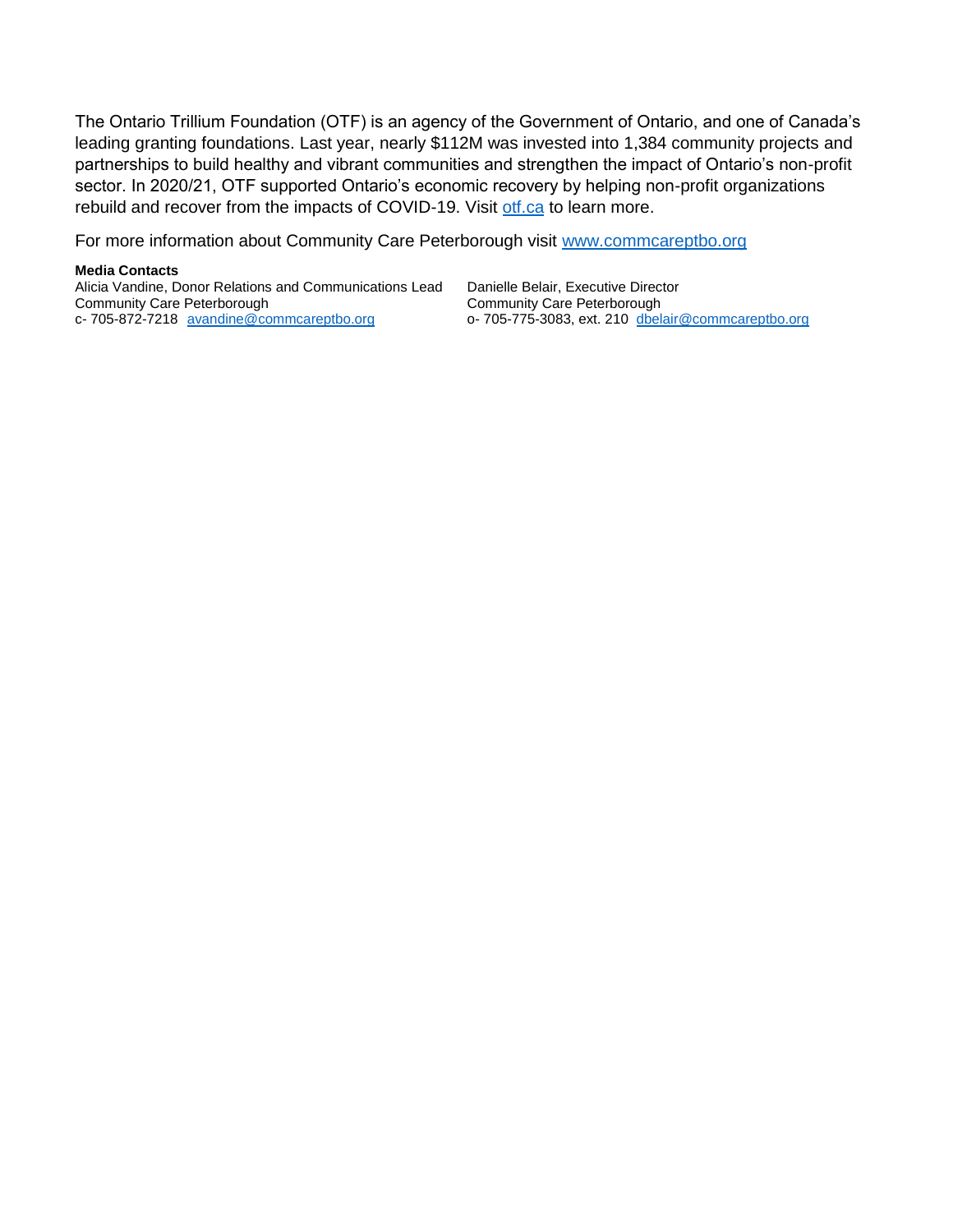The Ontario Trillium Foundation (OTF) is an agency of the Government of Ontario, and one of Canada's leading granting foundations. Last year, nearly $112M was invested into 1,384 community projects and partnerships to build healthy and vibrant communities and strengthen the impact of Ontario's non-profit sector. In 2020/21, OTF supported Ontario's economic recovery by helping non-profit organizations rebuild and recover from the impacts of COVID-19. Visit [otf.ca](otf.ca) to learn more.

For more information about Community Care Peterborough visit [www.commcareptbo.org](www.commcareptbo.org)

**Media Contacts**

Alicia Vandine, Donor Relations and Communications Lead
Community Care Peterborough
c- 705-872-7218 [avandine@commcareptbo.org](mailto:avandine@commcareptbo.org)

Danielle Belair, Executive Director
Community Care Peterborough
o- 705-775-3083, ext. 210 [dbelair@commcareptbo.org](mailto:dbelair@commcareptbo.org)